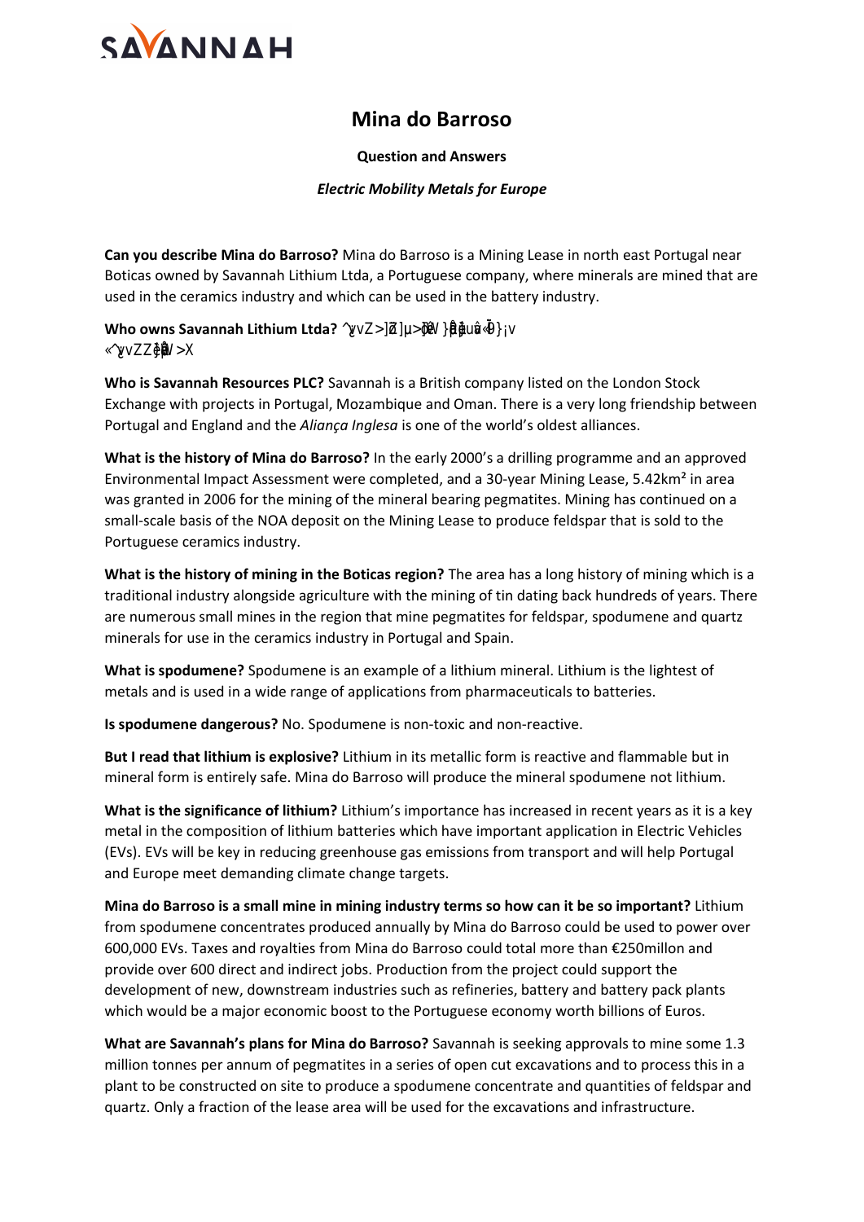# Mina do Barroso

**Question and Answers**

***Electric Mobility Metals for Europe***

**Can you describe Mina do Barroso?** Mina do Barroso is a Mining Lease in north east Portugal near Boticas owned by Savannah Lithium Ltda, a Portuguese company, where minerals are mined that are used in the ceramics industry and which can be used in the battery industry.

**Who owns Savannah Lithium Ltda?** ^ǀvZ>]ƚ]µ>ƚĚ/ }ĨĞĚĂƵĂǁ«ŷ}¡v «^ǀvZZ}µƌĐĞW>X

**Who is Savannah Resources PLC?** Savannah is a British company listed on the London Stock Exchange with projects in Portugal, Mozambique and Oman. There is a very long friendship between Portugal and England and the *Aliança Inglesa* is one of the world's oldest alliances.

**What is the history of Mina do Barroso?** In the early 2000's a drilling programme and an approved Environmental Impact Assessment were completed, and a 30-year Mining Lease, 5.42km² in area was granted in 2006 for the mining of the mineral bearing pegmatites. Mining has continued on a small-scale basis of the NOA deposit on the Mining Lease to produce feldspar that is sold to the Portuguese ceramics industry.

**What is the history of mining in the Boticas region?** The area has a long history of mining which is a traditional industry alongside agriculture with the mining of tin dating back hundreds of years. There are numerous small mines in the region that mine pegmatites for feldspar, spodumene and quartz minerals for use in the ceramics industry in Portugal and Spain.

**What is spodumene?** Spodumene is an example of a lithium mineral. Lithium is the lightest of metals and is used in a wide range of applications from pharmaceuticals to batteries.

**Is spodumene dangerous?** No. Spodumene is non-toxic and non-reactive.

**But I read that lithium is explosive?** Lithium in its metallic form is reactive and flammable but in mineral form is entirely safe. Mina do Barroso will produce the mineral spodumene not lithium.

**What is the significance of lithium?** Lithium's importance has increased in recent years as it is a key metal in the composition of lithium batteries which have important application in Electric Vehicles (EVs). EVs will be key in reducing greenhouse gas emissions from transport and will help Portugal and Europe meet demanding climate change targets.

**Mina do Barroso is a small mine in mining industry terms so how can it be so important?** Lithium from spodumene concentrates produced annually by Mina do Barroso could be used to power over 600,000 EVs. Taxes and royalties from Mina do Barroso could total more than €250millon and provide over 600 direct and indirect jobs. Production from the project could support the development of new, downstream industries such as refineries, battery and battery pack plants which would be a major economic boost to the Portuguese economy worth billions of Euros.

**What are Savannah's plans for Mina do Barroso?** Savannah is seeking approvals to mine some 1.3 million tonnes per annum of pegmatites in a series of open cut excavations and to process this in a plant to be constructed on site to produce a spodumene concentrate and quantities of feldspar and quartz. Only a fraction of the lease area will be used for the excavations and infrastructure.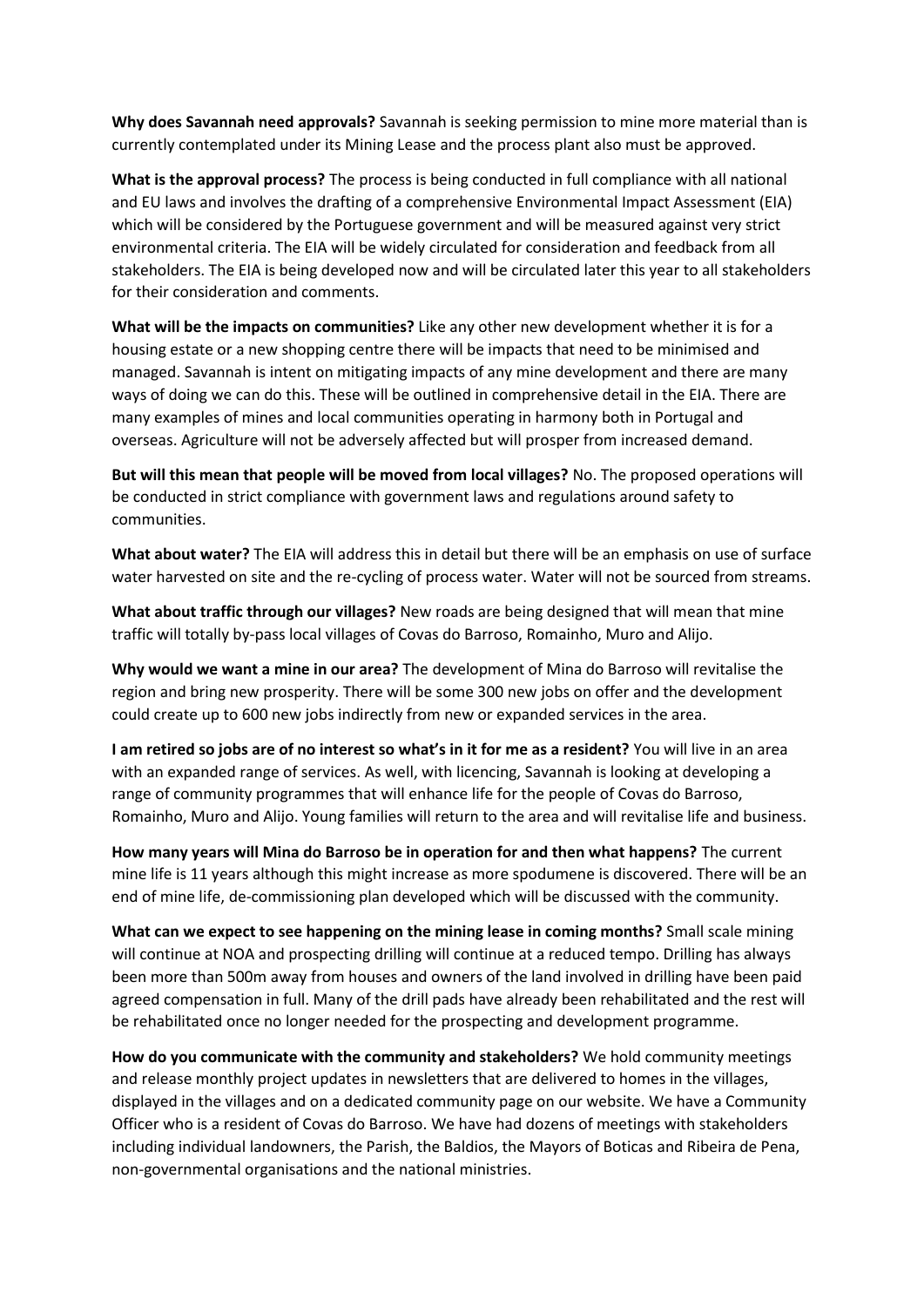**Why does Savannah need approvals?** Savannah is seeking permission to mine more material than is currently contemplated under its Mining Lease and the process plant also must be approved.

**What is the approval process?** The process is being conducted in full compliance with all national and EU laws and involves the drafting of a comprehensive Environmental Impact Assessment (EIA) which will be considered by the Portuguese government and will be measured against very strict environmental criteria. The EIA will be widely circulated for consideration and feedback from all stakeholders. The EIA is being developed now and will be circulated later this year to all stakeholders for their consideration and comments.

**What will be the impacts on communities?** Like any other new development whether it is for a housing estate or a new shopping centre there will be impacts that need to be minimised and managed. Savannah is intent on mitigating impacts of any mine development and there are many ways of doing we can do this. These will be outlined in comprehensive detail in the EIA. There are many examples of mines and local communities operating in harmony both in Portugal and overseas. Agriculture will not be adversely affected but will prosper from increased demand.

**But will this mean that people will be moved from local villages?** No. The proposed operations will be conducted in strict compliance with government laws and regulations around safety to communities.

**What about water?** The EIA will address this in detail but there will be an emphasis on use of surface water harvested on site and the re-cycling of process water. Water will not be sourced from streams.

**What about traffic through our villages?** New roads are being designed that will mean that mine traffic will totally by-pass local villages of Covas do Barroso, Romainho, Muro and Alijo.

**Why would we want a mine in our area?** The development of Mina do Barroso will revitalise the region and bring new prosperity. There will be some 300 new jobs on offer and the development could create up to 600 new jobs indirectly from new or expanded services in the area.

**I am retired so jobs are of no interest so what's in it for me as a resident?** You will live in an area with an expanded range of services. As well, with licencing, Savannah is looking at developing a range of community programmes that will enhance life for the people of Covas do Barroso, Romainho, Muro and Alijo. Young families will return to the area and will revitalise life and business.

**How many years will Mina do Barroso be in operation for and then what happens?** The current mine life is 11 years although this might increase as more spodumene is discovered. There will be an end of mine life, de-commissioning plan developed which will be discussed with the community.

**What can we expect to see happening on the mining lease in coming months?** Small scale mining will continue at NOA and prospecting drilling will continue at a reduced tempo. Drilling has always been more than 500m away from houses and owners of the land involved in drilling have been paid agreed compensation in full. Many of the drill pads have already been rehabilitated and the rest will be rehabilitated once no longer needed for the prospecting and development programme.

**How do you communicate with the community and stakeholders?** We hold community meetings and release monthly project updates in newsletters that are delivered to homes in the villages, displayed in the villages and on a dedicated community page on our website. We have a Community Officer who is a resident of Covas do Barroso. We have had dozens of meetings with stakeholders including individual landowners, the Parish, the Baldios, the Mayors of Boticas and Ribeira de Pena, non-governmental organisations and the national ministries.